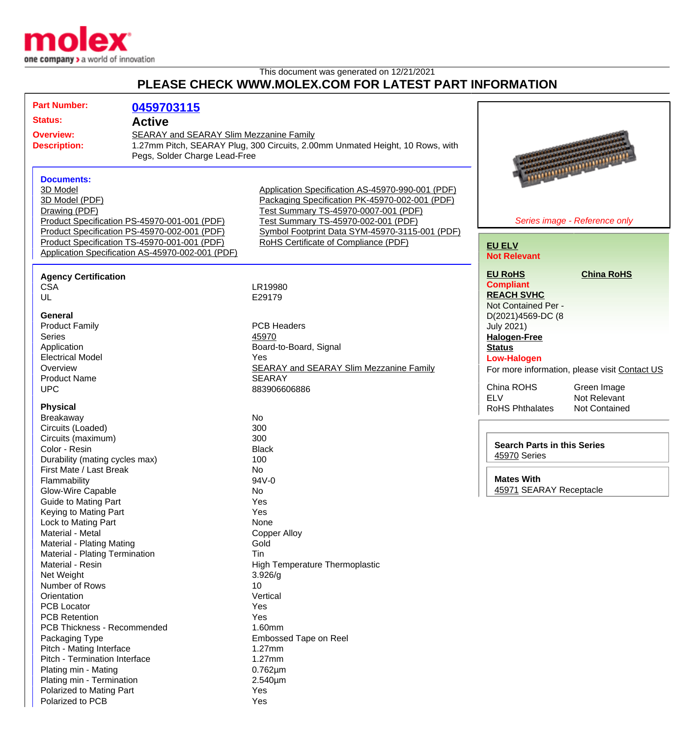This document was generated on 12/21/2021

# PLEASE CHECK WWW.MOLEX.COM FOR LATEST PART INFORMATION

**Part Number:** 0459703115

**Status:** Active

**Overview:** SEARAY and SEARAY Slim Mezzanine Family

**Description:** 1.27mm Pitch, SEARAY Plug, 300 Circuits, 2.00mm Unmated Height, 10 Rows, with Pegs, Solder Charge Lead-Free

*Series image - Reference only*

### Documents:

- 3D Model
- 3D Model (PDF)
- Drawing (PDF)
- Product Specification PS-45970-001-001 (PDF)
- Product Specification PS-45970-002-001 (PDF)
- Product Specification TS-45970-001-001 (PDF)
- Application Specification AS-45970-002-001 (PDF)
- Application Specification AS-45970-990-001 (PDF)
- Packaging Specification PK-45970-002-001 (PDF)
- Test Summary TS-45970-0007-001 (PDF)
- Test Summary TS-45970-002-001 (PDF)
- Symbol Footprint Data SYM-45970-3115-001 (PDF)
- RoHS Certificate of Compliance (PDF)

**EU ELV**
Not Relevant

**EU RoHS**
Compliant

**China RoHS**

**REACH SVHC**
Not Contained Per - D(2021)4569-DC (8 July 2021)

**Halogen-Free Status**
Low-Halogen

For more information, please visit Contact US

| | |
|---|---|
| China ROHS | Green Image |
| ELV | Not Relevant |
| RoHS Phthalates | Not Contained |

**Search Parts in this Series**
45970 Series

**Mates With**
45971 SEARAY Receptacle

### Agency Certification

| | |
|---|---|
| CSA | LR19980 |
| UL | E29179 |

### General

| | |
|---|---|
| Product Family | PCB Headers |
| Series | 45970 |
| Application | Board-to-Board, Signal |
| Electrical Model | Yes |
| Overview | SEARAY and SEARAY Slim Mezzanine Family |
| Product Name | SEARAY |
| UPC | 883906606886 |

### Physical

| | |
|---|---|
| Breakaway | No |
| Circuits (Loaded) | 300 |
| Circuits (maximum) | 300 |
| Color - Resin | Black |
| Durability (mating cycles max) | 100 |
| First Mate / Last Break | No |
| Flammability | 94V-0 |
| Glow-Wire Capable | No |
| Guide to Mating Part | Yes |
| Keying to Mating Part | Yes |
| Lock to Mating Part | None |
| Material - Metal | Copper Alloy |
| Material - Plating Mating | Gold |
| Material - Plating Termination | Tin |
| Material - Resin | High Temperature Thermoplastic |
| Net Weight | 3.926/g |
| Number of Rows | 10 |
| Orientation | Vertical |
| PCB Locator | Yes |
| PCB Retention | Yes |
| PCB Thickness - Recommended | 1.60mm |
| Packaging Type | Embossed Tape on Reel |
| Pitch - Mating Interface | 1.27mm |
| Pitch - Termination Interface | 1.27mm |
| Plating min - Mating | 0.762µm |
| Plating min - Termination | 2.540µm |
| Polarized to Mating Part | Yes |
| Polarized to PCB | Yes |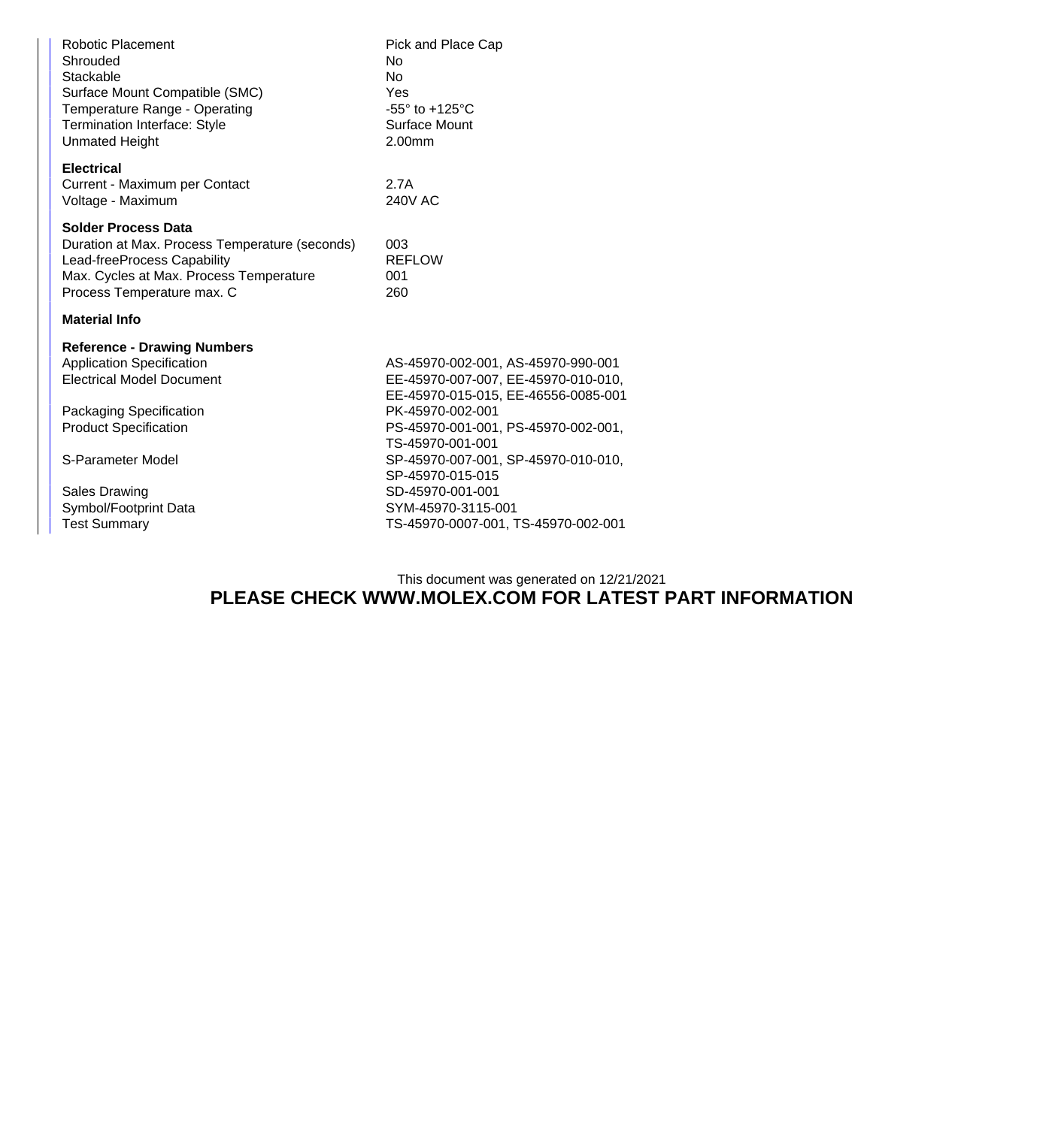| | |
|---|---|
| Robotic Placement | Pick and Place Cap |
| Shrouded | No |
| Stackable | No |
| Surface Mount Compatible (SMC) | Yes |
| Temperature Range - Operating | -55° to +125°C |
| Termination Interface: Style | Surface Mount |
| Unmated Height | 2.00mm |

**Electrical**

| | |
|---|---|
| Current - Maximum per Contact | 2.7A |
| Voltage - Maximum | 240V AC |

**Solder Process Data**

| | |
|---|---|
| Duration at Max. Process Temperature (seconds) | 003 |
| Lead-freeProcess Capability | REFLOW |
| Max. Cycles at Max. Process Temperature | 001 |
| Process Temperature max. C | 260 |

**Material Info**

**Reference - Drawing Numbers**

| | |
|---|---|
| Application Specification | AS-45970-002-001, AS-45970-990-001 |
| Electrical Model Document | EE-45970-007-007, EE-45970-010-010, EE-45970-015-015, EE-46556-0085-001 |
| Packaging Specification | PK-45970-002-001 |
| Product Specification | PS-45970-001-001, PS-45970-002-001, TS-45970-001-001 |
| S-Parameter Model | SP-45970-007-001, SP-45970-010-010, SP-45970-015-015 |
| Sales Drawing | SD-45970-001-001 |
| Symbol/Footprint Data | SYM-45970-3115-001 |
| Test Summary | TS-45970-0007-001, TS-45970-002-001 |

This document was generated on 12/21/2021

**PLEASE CHECK WWW.MOLEX.COM FOR LATEST PART INFORMATION**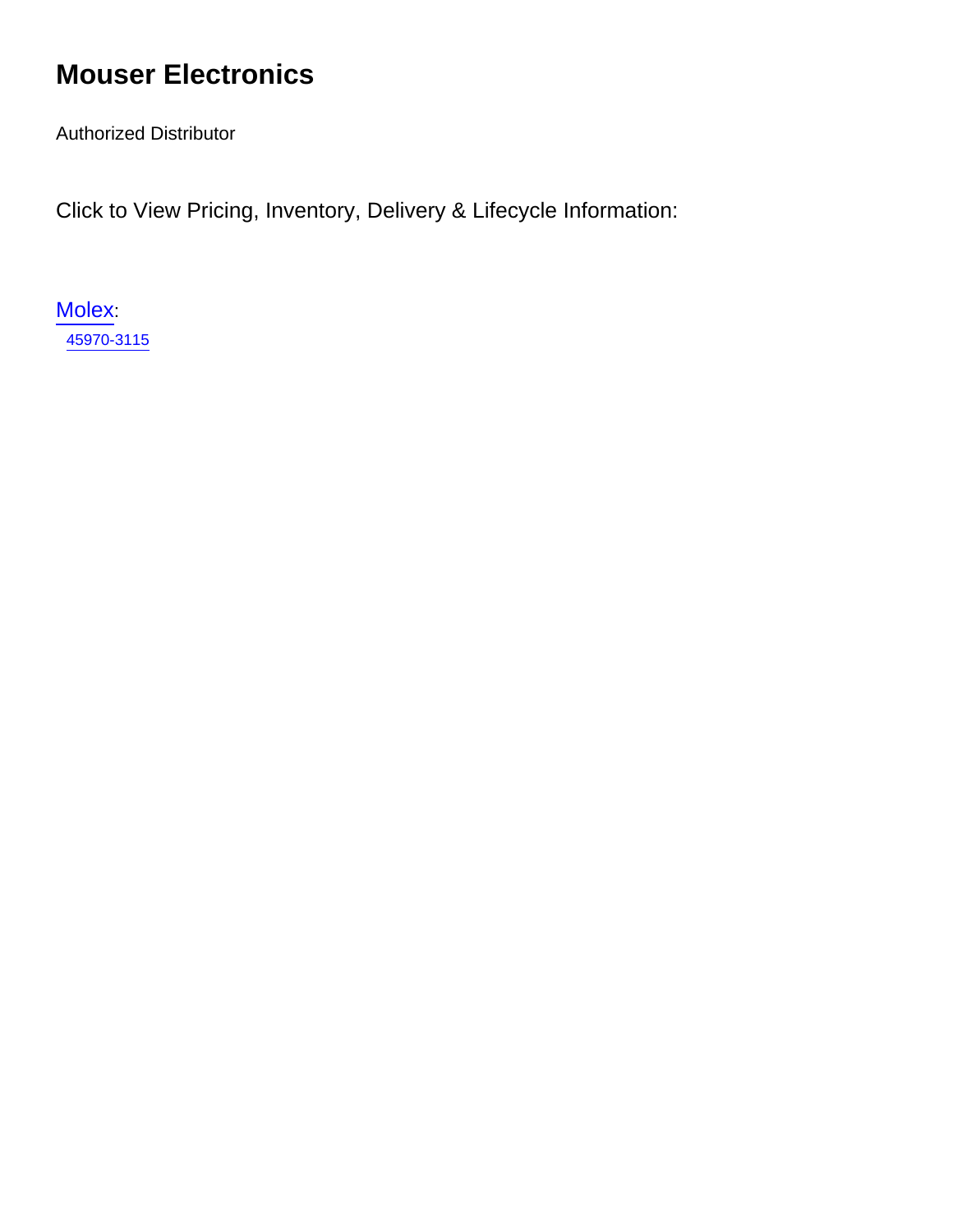# Mouser Electronics

Authorized Distributor

Click to View Pricing, Inventory, Delivery & Lifecycle Information:

Molex:

45970-3115